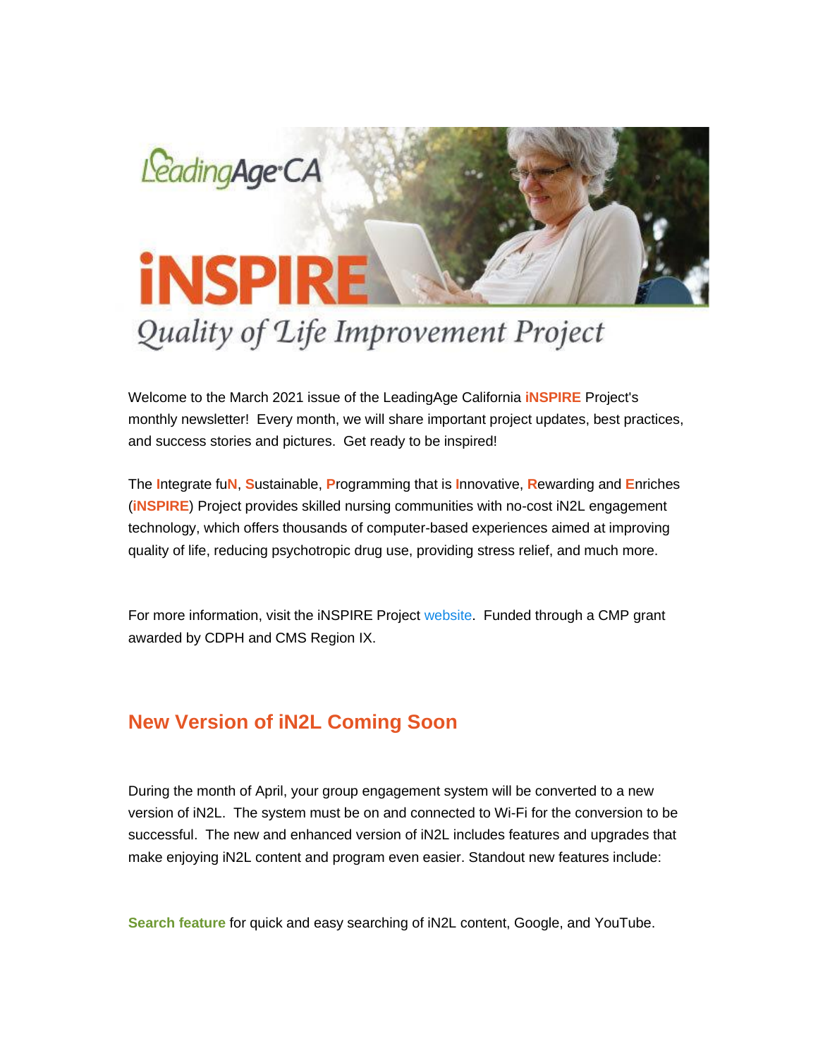# LeadingAge CA iNSPIRE

## Quality of Life Improvement Project

Welcome to the March 2021 issue of the LeadingAge California **iNSPIRE** Project's monthly newsletter! Every month, we will share important project updates, best practices, and success stories and pictures. Get ready to be inspired!

The **I**ntegrate fu**N**, **S**ustainable, **P**rogramming that is **I**nnovative, **R**ewarding and **E**nriches (**iNSPIRE**) Project provides skilled nursing communities with no-cost iN2L engagement technology, which offers thousands of computer-based experiences aimed at improving quality of life, reducing psychotropic drug use, providing stress relief, and much more.

For more information, visit the iNSPIRE Project website. Funded through a CMP grant awarded by CDPH and CMS Region IX.

## New Version of iN2L Coming Soon

During the month of April, your group engagement system will be converted to a new version of iN2L. The system must be on and connected to Wi-Fi for the conversion to be successful. The new and enhanced version of iN2L includes features and upgrades that make enjoying iN2L content and program even easier. Standout new features include:

**Search feature** for quick and easy searching of iN2L content, Google, and YouTube.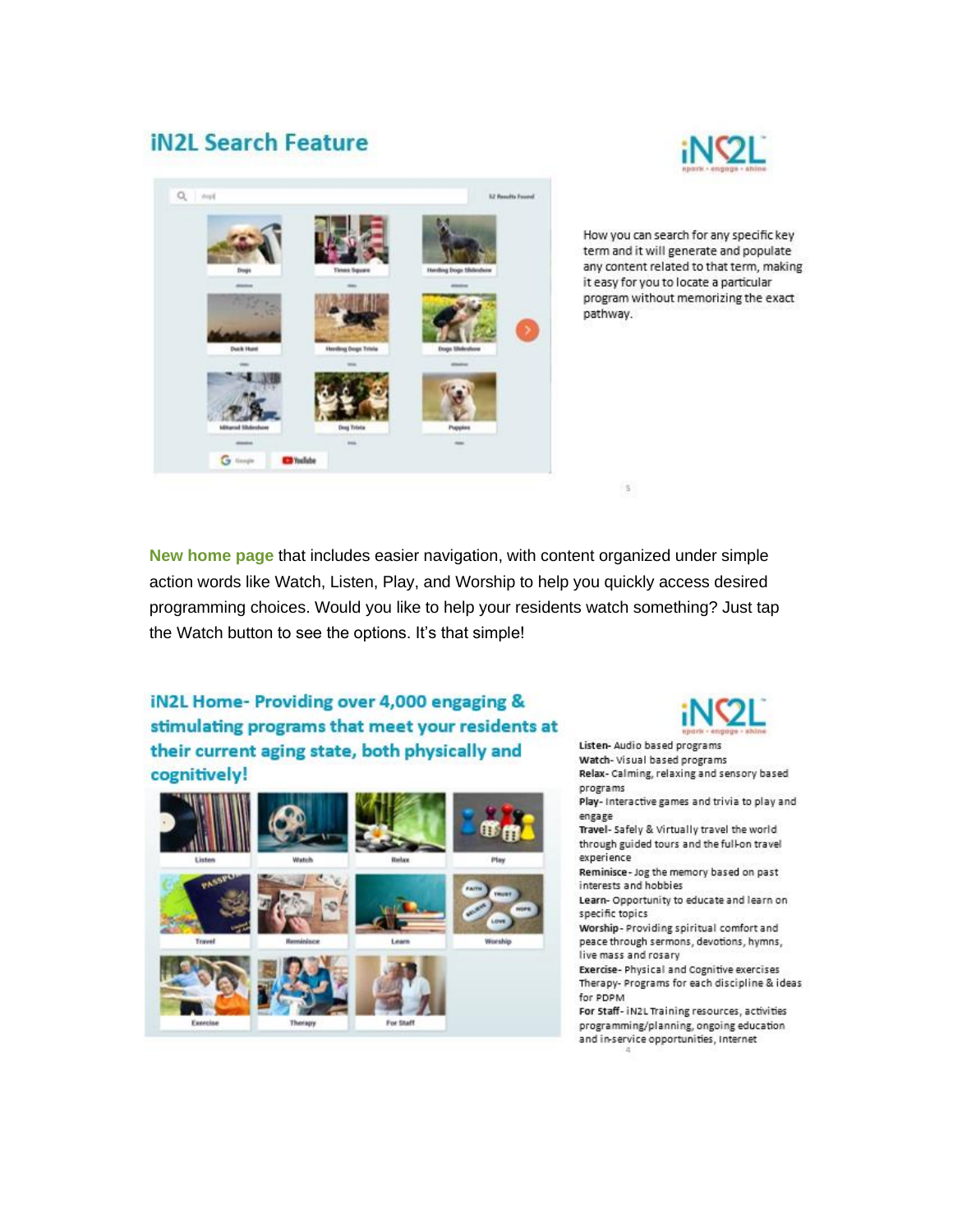## iN2L Search Feature

How you can search for any specific key term and it will generate and populate any content related to that term, making it easy for you to locate a particular program without memorizing the exact pathway.

**New home page** that includes easier navigation, with content organized under simple action words like Watch, Listen, Play, and Worship to help you quickly access desired programming choices. Would you like to help your residents watch something? Just tap the Watch button to see the options. It's that simple!

## iN2L Home- Providing over 4,000 engaging & stimulating programs that meet your residents at their current aging state, both physically and cognitively!

**Listen**- Audio based programs
**Watch**- Visual based programs
**Relax**- Calming, relaxing and sensory based programs
**Play**- Interactive games and trivia to play and engage
**Travel**- Safely & Virtually travel the world through guided tours and the full-on travel experience
**Reminisce**- Jog the memory based on past interests and hobbies
**Learn**- Opportunity to educate and learn on specific topics
**Worship**- Providing spiritual comfort and peace through sermons, devotions, hymns, live mass and rosary
**Exercise**- Physical and Cognitive exercises
**Therapy**- Programs for each discipline & ideas for PDPM
**For Staff**- iN2L Training resources, activities programming/planning, ongoing education and in-service opportunities, Internet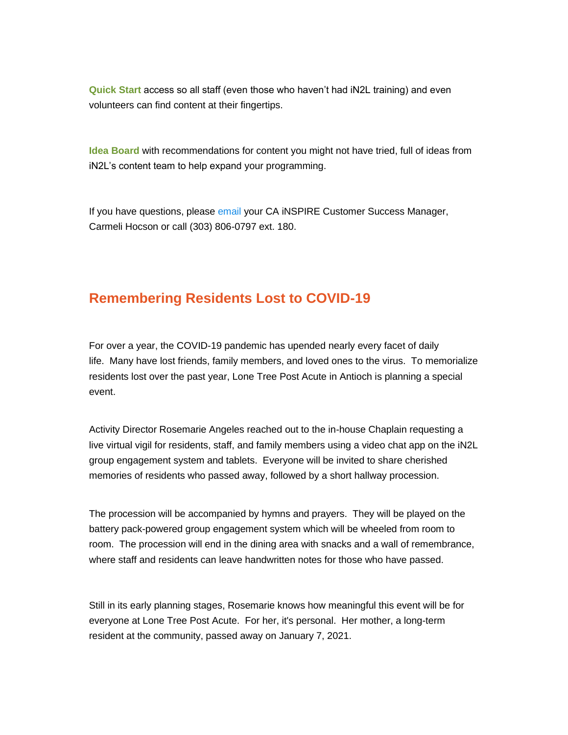**Quick Start** access so all staff (even those who haven't had iN2L training) and even volunteers can find content at their fingertips.

**Idea Board** with recommendations for content you might not have tried, full of ideas from iN2L's content team to help expand your programming.

If you have questions, please email your CA iNSPIRE Customer Success Manager, Carmeli Hocson or call (303) 806-0797 ext. 180.

## Remembering Residents Lost to COVID-19

For over a year, the COVID-19 pandemic has upended nearly every facet of daily life. Many have lost friends, family members, and loved ones to the virus. To memorialize residents lost over the past year, Lone Tree Post Acute in Antioch is planning a special event.

Activity Director Rosemarie Angeles reached out to the in-house Chaplain requesting a live virtual vigil for residents, staff, and family members using a video chat app on the iN2L group engagement system and tablets. Everyone will be invited to share cherished memories of residents who passed away, followed by a short hallway procession.

The procession will be accompanied by hymns and prayers. They will be played on the battery pack-powered group engagement system which will be wheeled from room to room. The procession will end in the dining area with snacks and a wall of remembrance, where staff and residents can leave handwritten notes for those who have passed.

Still in its early planning stages, Rosemarie knows how meaningful this event will be for everyone at Lone Tree Post Acute. For her, it's personal. Her mother, a long-term resident at the community, passed away on January 7, 2021.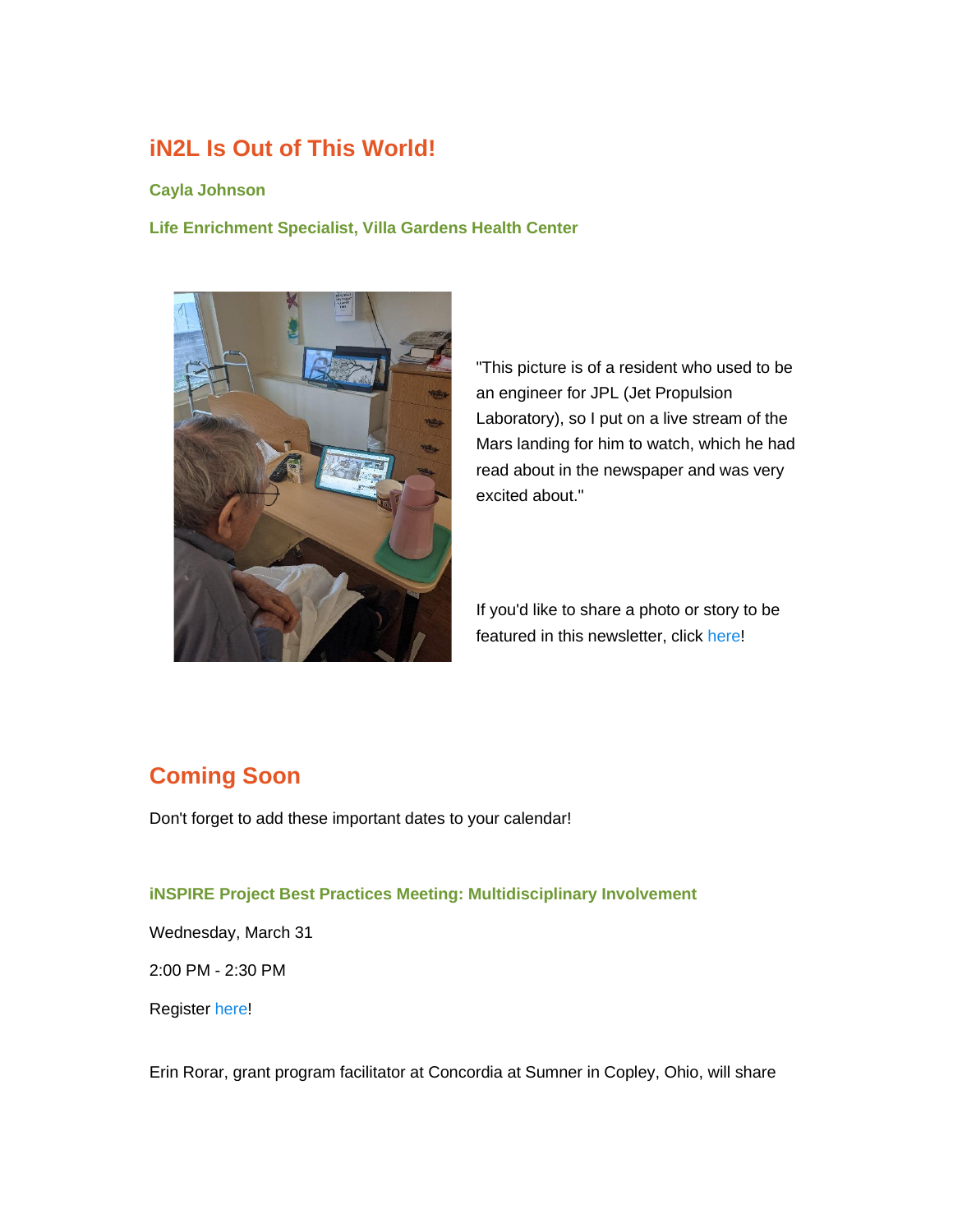## iN2L Is Out of This World!

**Cayla Johnson**

**Life Enrichment Specialist, Villa Gardens Health Center**

"This picture is of a resident who used to be an engineer for JPL (Jet Propulsion Laboratory), so I put on a live stream of the Mars landing for him to watch, which he had read about in the newspaper and was very excited about."

If you'd like to share a photo or story to be featured in this newsletter, click here!

## Coming Soon

Don't forget to add these important dates to your calendar!

**iNSPIRE Project Best Practices Meeting: Multidisciplinary Involvement**

Wednesday, March 31

2:00 PM - 2:30 PM

Register here!

Erin Rorar, grant program facilitator at Concordia at Sumner in Copley, Ohio, will share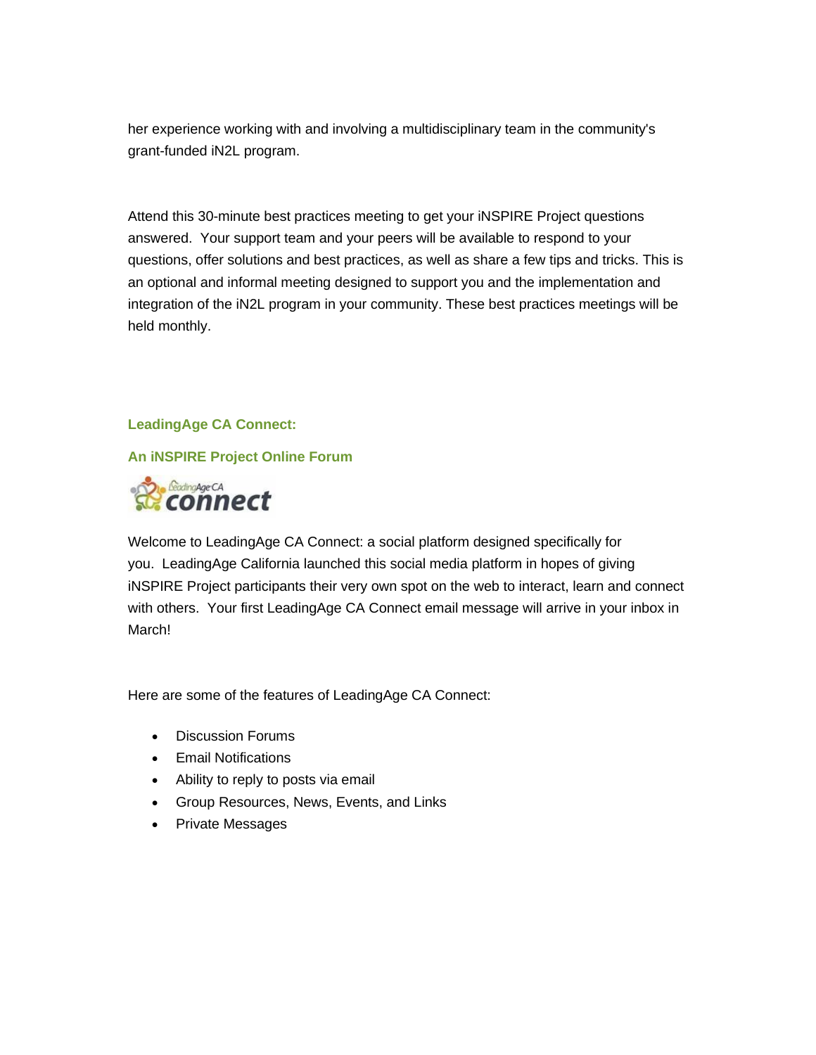her experience working with and involving a multidisciplinary team in the community's grant-funded iN2L program.

Attend this 30-minute best practices meeting to get your iNSPIRE Project questions answered. Your support team and your peers will be available to respond to your questions, offer solutions and best practices, as well as share a few tips and tricks. This is an optional and informal meeting designed to support you and the implementation and integration of the iN2L program in your community. These best practices meetings will be held monthly.

**LeadingAge CA Connect:**

**An iNSPIRE Project Online Forum**

Welcome to LeadingAge CA Connect: a social platform designed specifically for you. LeadingAge California launched this social media platform in hopes of giving iNSPIRE Project participants their very own spot on the web to interact, learn and connect with others. Your first LeadingAge CA Connect email message will arrive in your inbox in March!

Here are some of the features of LeadingAge CA Connect:

- Discussion Forums
- Email Notifications
- Ability to reply to posts via email
- Group Resources, News, Events, and Links
- Private Messages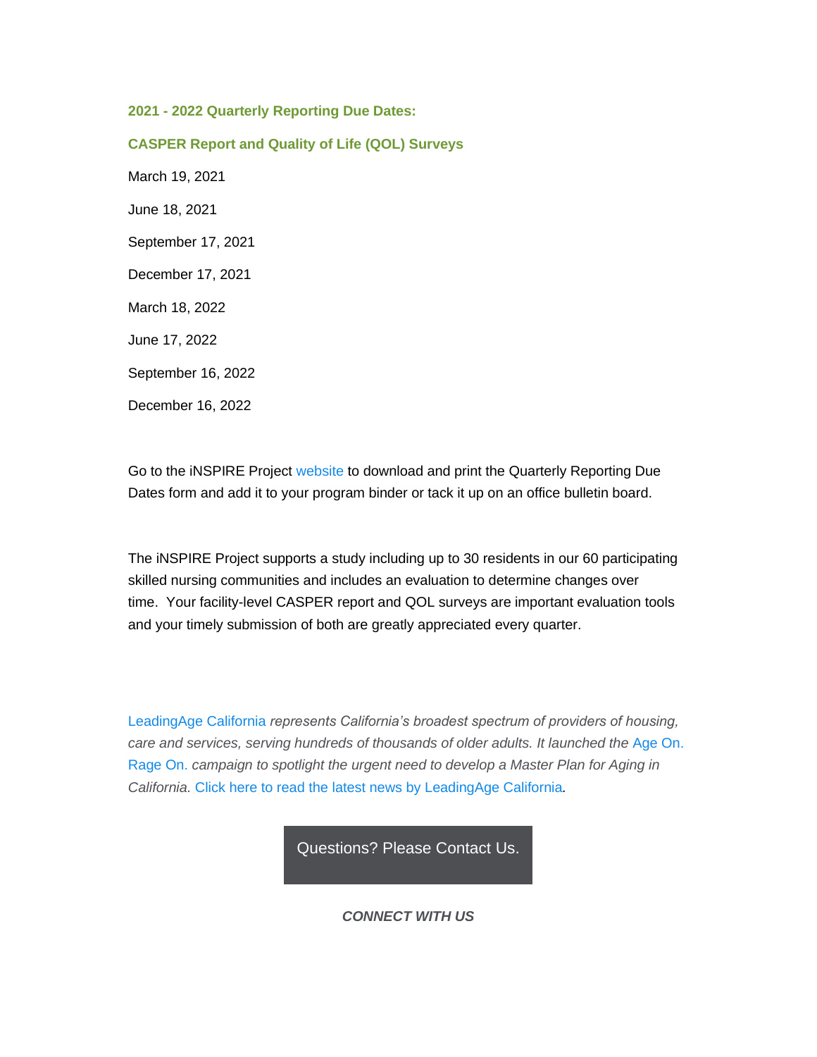**2021 - 2022 Quarterly Reporting Due Dates:**

**CASPER Report and Quality of Life (QOL) Surveys**

March 19, 2021

June 18, 2021

September 17, 2021

December 17, 2021

March 18, 2022

June 17, 2022

September 16, 2022

December 16, 2022

Go to the iNSPIRE Project website to download and print the Quarterly Reporting Due Dates form and add it to your program binder or tack it up on an office bulletin board.

The iNSPIRE Project supports a study including up to 30 residents in our 60 participating skilled nursing communities and includes an evaluation to determine changes over time. Your facility-level CASPER report and QOL surveys are important evaluation tools and your timely submission of both are greatly appreciated every quarter.

LeadingAge California *represents California's broadest spectrum of providers of housing, care and services, serving hundreds of thousands of older adults. It launched the* Age On. Rage On. *campaign to spotlight the urgent need to develop a Master Plan for Aging in California.* Click here to read the latest news by LeadingAge California.

Questions? Please Contact Us.

***CONNECT WITH US***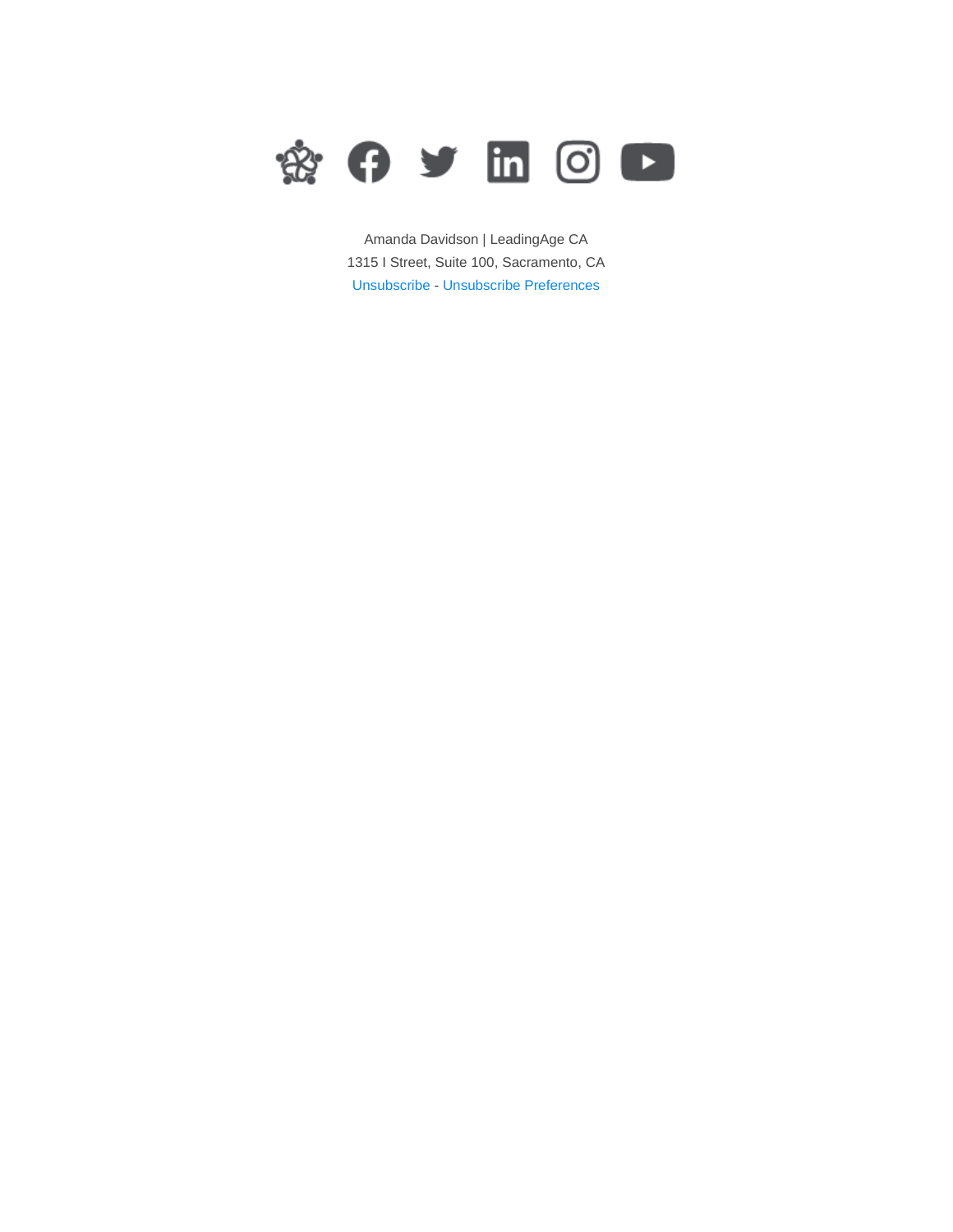Amanda Davidson | LeadingAge CA
1315 I Street, Suite 100, Sacramento, CA
Unsubscribe - Unsubscribe Preferences